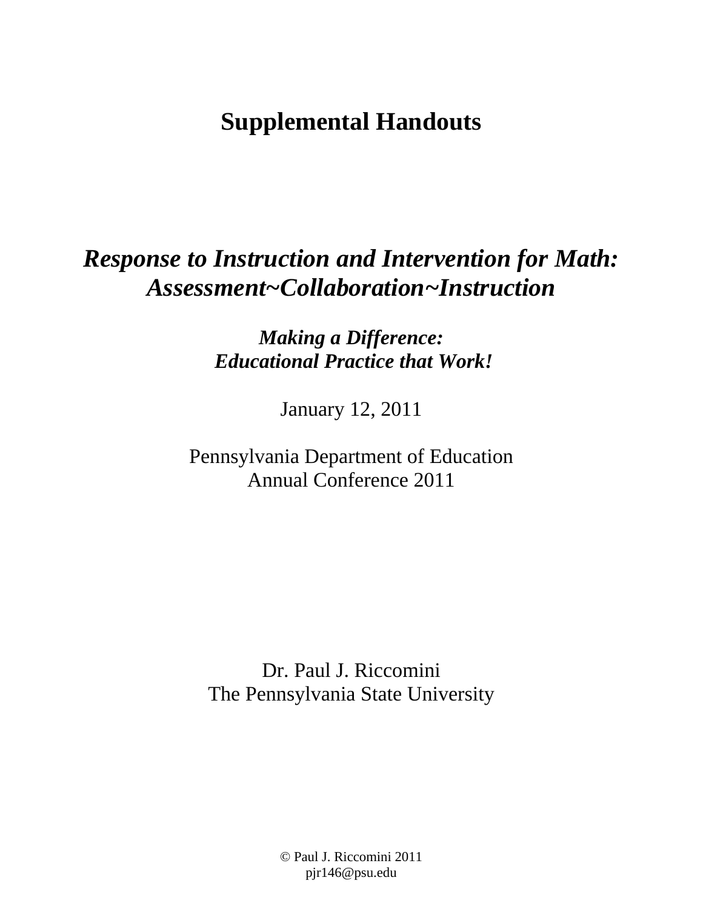# Supplemental Handouts

## *Response to Instruction and Intervention for Math: Assessment~Collaboration~Instruction*

***Making a Difference: Educational Practice that Work!***

January 12, 2011

Pennsylvania Department of Education
Annual Conference 2011

Dr. Paul J. Riccomini
The Pennsylvania State University

© Paul J. Riccomini 2011
pjr146@psu.edu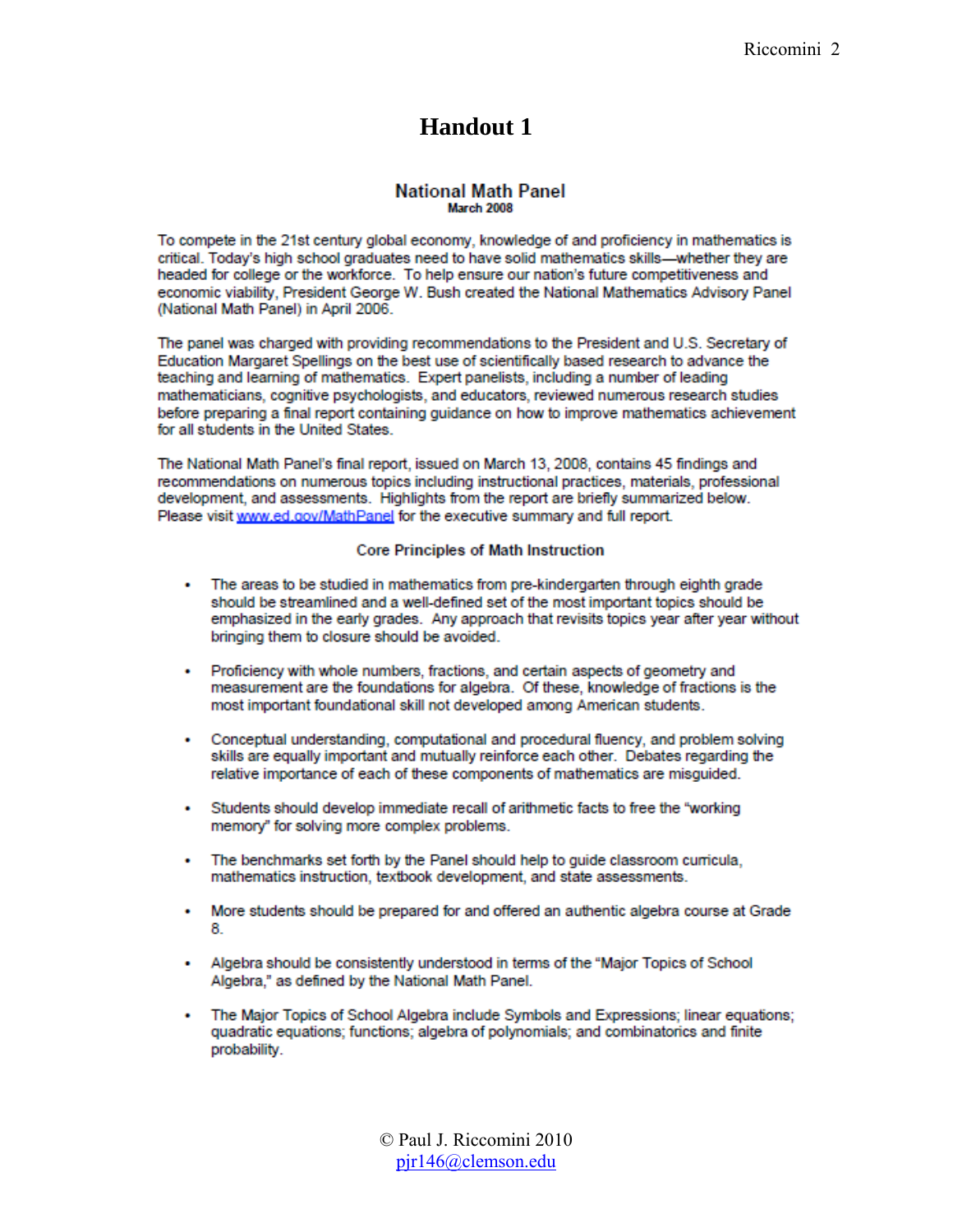# Handout 1

## National Math Panel

**March 2008**

To compete in the 21st century global economy, knowledge of and proficiency in mathematics is critical. Today's high school graduates need to have solid mathematics skills—whether they are headed for college or the workforce. To help ensure our nation's future competitiveness and economic viability, President George W. Bush created the National Mathematics Advisory Panel (National Math Panel) in April 2006.

The panel was charged with providing recommendations to the President and U.S. Secretary of Education Margaret Spellings on the best use of scientifically based research to advance the teaching and learning of mathematics. Expert panelists, including a number of leading mathematicians, cognitive psychologists, and educators, reviewed numerous research studies before preparing a final report containing guidance on how to improve mathematics achievement for all students in the United States.

The National Math Panel's final report, issued on March 13, 2008, contains 45 findings and recommendations on numerous topics including instructional practices, materials, professional development, and assessments. Highlights from the report are briefly summarized below. Please visit [www.ed.gov/MathPanel](www.ed.gov/MathPanel) for the executive summary and full report.

### Core Principles of Math Instruction

- The areas to be studied in mathematics from pre-kindergarten through eighth grade should be streamlined and a well-defined set of the most important topics should be emphasized in the early grades. Any approach that revisits topics year after year without bringing them to closure should be avoided.
- Proficiency with whole numbers, fractions, and certain aspects of geometry and measurement are the foundations for algebra. Of these, knowledge of fractions is the most important foundational skill not developed among American students.
- Conceptual understanding, computational and procedural fluency, and problem solving skills are equally important and mutually reinforce each other. Debates regarding the relative importance of each of these components of mathematics are misguided.
- Students should develop immediate recall of arithmetic facts to free the "working memory" for solving more complex problems.
- The benchmarks set forth by the Panel should help to guide classroom curricula, mathematics instruction, textbook development, and state assessments.
- More students should be prepared for and offered an authentic algebra course at Grade 8.
- Algebra should be consistently understood in terms of the "Major Topics of School Algebra," as defined by the National Math Panel.
- The Major Topics of School Algebra include Symbols and Expressions; linear equations; quadratic equations; functions; algebra of polynomials; and combinatorics and finite probability.

© Paul J. Riccomini 2010
pjr146@clemson.edu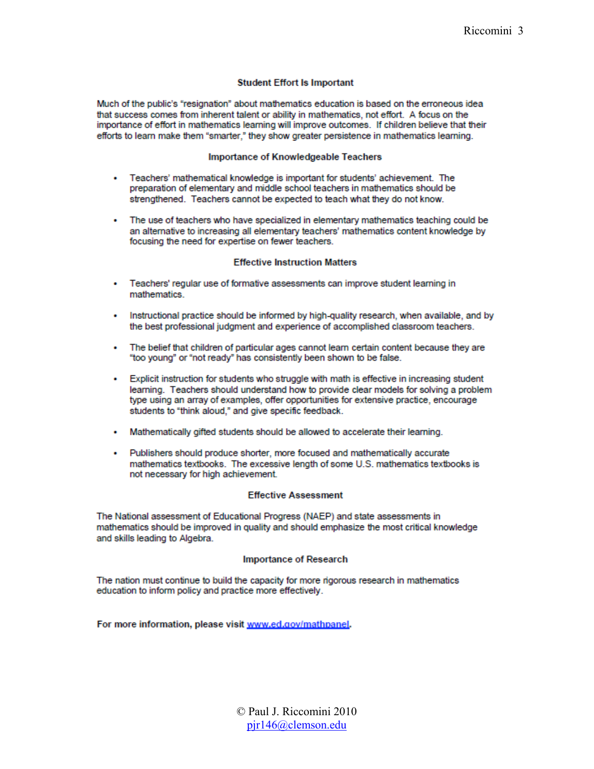### Student Effort Is Important

Much of the public's "resignation" about mathematics education is based on the erroneous idea that success comes from inherent talent or ability in mathematics, not effort. A focus on the importance of effort in mathematics learning will improve outcomes. If children believe that their efforts to learn make them "smarter," they show greater persistence in mathematics learning.

### Importance of Knowledgeable Teachers

- Teachers' mathematical knowledge is important for students' achievement. The preparation of elementary and middle school teachers in mathematics should be strengthened. Teachers cannot be expected to teach what they do not know.
- The use of teachers who have specialized in elementary mathematics teaching could be an alternative to increasing all elementary teachers' mathematics content knowledge by focusing the need for expertise on fewer teachers.

### Effective Instruction Matters

- Teachers' regular use of formative assessments can improve student learning in mathematics.
- Instructional practice should be informed by high-quality research, when available, and by the best professional judgment and experience of accomplished classroom teachers.
- The belief that children of particular ages cannot learn certain content because they are "too young" or "not ready" has consistently been shown to be false.
- Explicit instruction for students who struggle with math is effective in increasing student learning. Teachers should understand how to provide clear models for solving a problem type using an array of examples, offer opportunities for extensive practice, encourage students to "think aloud," and give specific feedback.
- Mathematically gifted students should be allowed to accelerate their learning.
- Publishers should produce shorter, more focused and mathematically accurate mathematics textbooks. The excessive length of some U.S. mathematics textbooks is not necessary for high achievement.

### Effective Assessment

The National assessment of Educational Progress (NAEP) and state assessments in mathematics should be improved in quality and should emphasize the most critical knowledge and skills leading to Algebra.

### Importance of Research

The nation must continue to build the capacity for more rigorous research in mathematics education to inform policy and practice more effectively.

**For more information, please visit [www.ed.gov/mathpanel](http://www.ed.gov/mathpanel).**

© Paul J. Riccomini 2010
pjr146@clemson.edu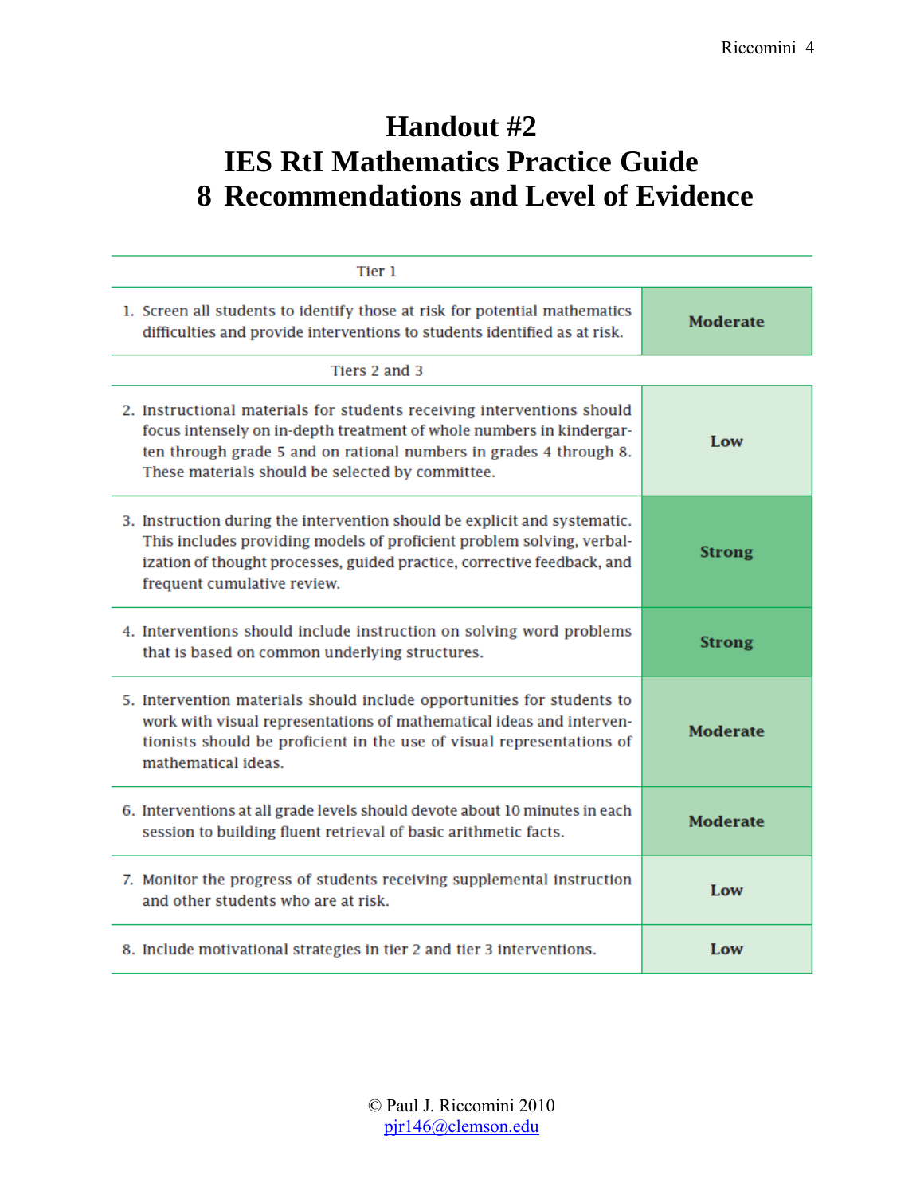# Handout #2
# IES RtI Mathematics Practice Guide
# 8 Recommendations and Level of Evidence

| Tier 1 | |
|---|---|
| 1. Screen all students to identify those at risk for potential mathematics difficulties and provide interventions to students identified as at risk. | **Moderate** |
| **Tiers 2 and 3** | |
| 2. Instructional materials for students receiving interventions should focus intensely on in-depth treatment of whole numbers in kindergarten through grade 5 and on rational numbers in grades 4 through 8. These materials should be selected by committee. | **Low** |
| 3. Instruction during the intervention should be explicit and systematic. This includes providing models of proficient problem solving, verbalization of thought processes, guided practice, corrective feedback, and frequent cumulative review. | **Strong** |
| 4. Interventions should include instruction on solving word problems that is based on common underlying structures. | **Strong** |
| 5. Intervention materials should include opportunities for students to work with visual representations of mathematical ideas and interventionists should be proficient in the use of visual representations of mathematical ideas. | **Moderate** |
| 6. Interventions at all grade levels should devote about 10 minutes in each session to building fluent retrieval of basic arithmetic facts. | **Moderate** |
| 7. Monitor the progress of students receiving supplemental instruction and other students who are at risk. | **Low** |
| 8. Include motivational strategies in tier 2 and tier 3 interventions. | **Low** |

© Paul J. Riccomini 2010
pjr146@clemson.edu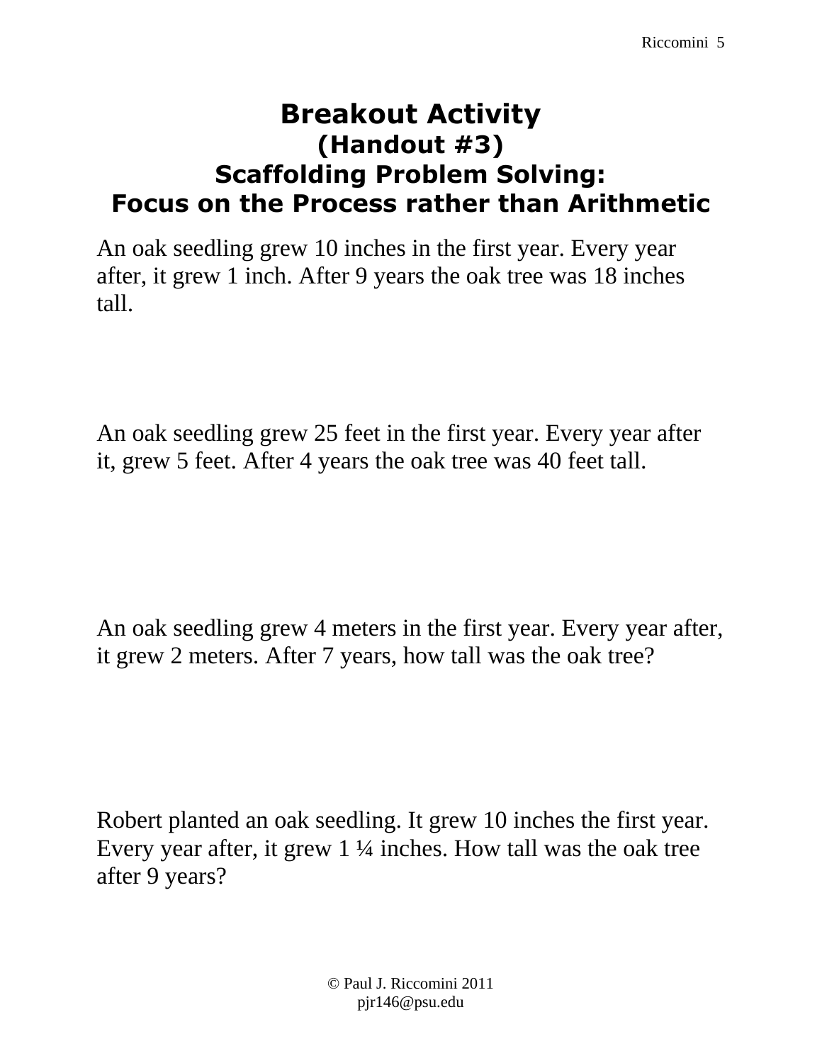# Breakout Activity
## (Handout #3)
## Scaffolding Problem Solving: Focus on the Process rather than Arithmetic

An oak seedling grew 10 inches in the first year. Every year after, it grew 1 inch. After 9 years the oak tree was 18 inches tall.

An oak seedling grew 25 feet in the first year. Every year after it, grew 5 feet. After 4 years the oak tree was 40 feet tall.

An oak seedling grew 4 meters in the first year. Every year after, it grew 2 meters. After 7 years, how tall was the oak tree?

Robert planted an oak seedling. It grew 10 inches the first year. Every year after, it grew 1 ¼ inches. How tall was the oak tree after 9 years?

© Paul J. Riccomini 2011
pjr146@psu.edu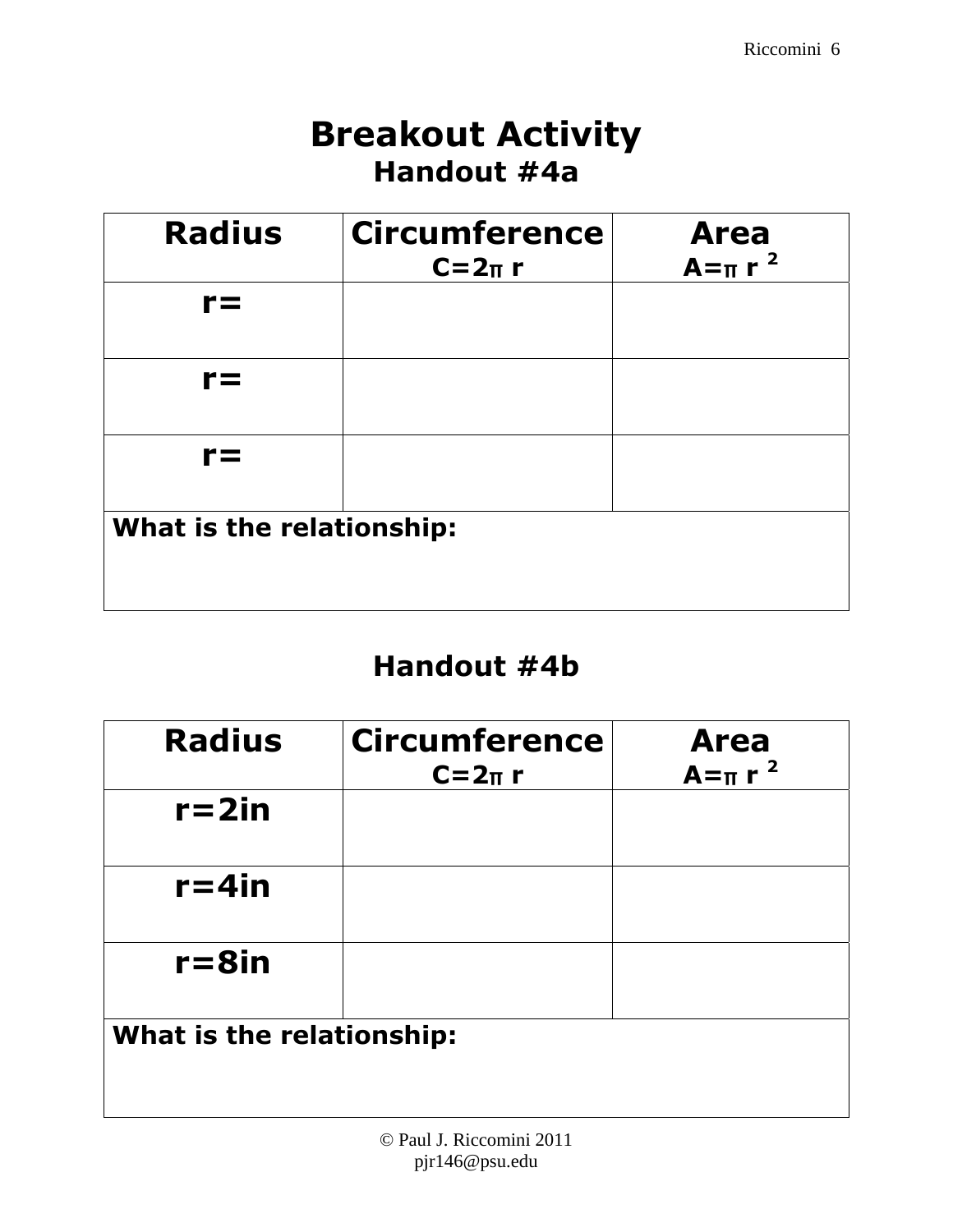# Breakout Activity

## Handout #4a

| Radius | Circumference $C=2\pi r$ | Area $A=\pi r^2$ |
|---|---|---|
| r= | | |
| r= | | |
| r= | | |
| **What is the relationship:** | | |

## Handout #4b

| Radius | Circumference $C=2\pi r$ | Area $A=\pi r^2$ |
|---|---|---|
| r=2in | | |
| r=4in | | |
| r=8in | | |
| **What is the relationship:** | | |

© Paul J. Riccomini 2011
pjr146@psu.edu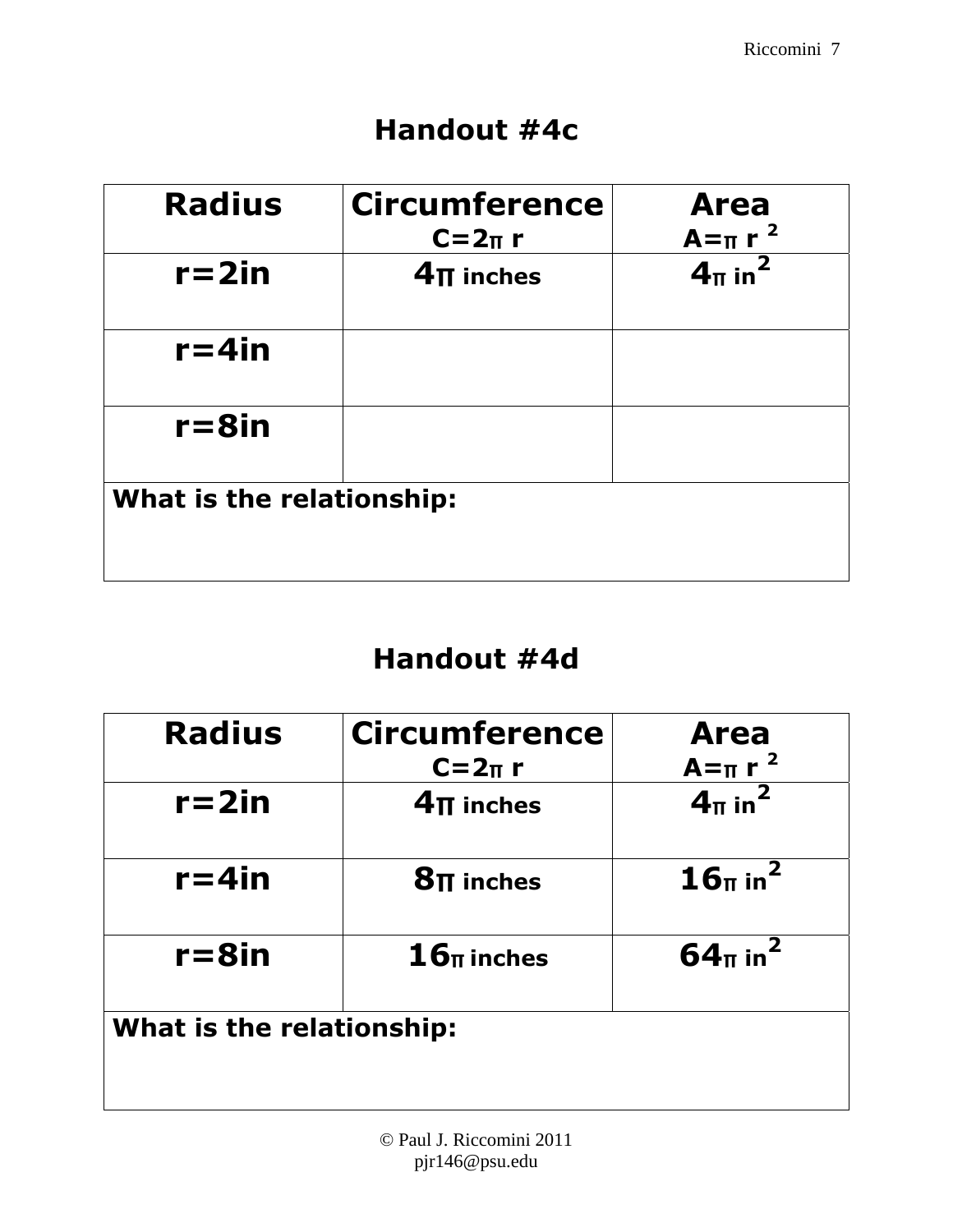## Handout #4c

| Radius | Circumference $C=2\pi r$ | Area $A=\pi r^2$ |
|---|---|---|
| r=2in | $4\pi$ inches | $4\pi$ in$^2$ |
| r=4in | | |
| r=8in | | |
| What is the relationship: | | |

## Handout #4d

| Radius | Circumference $C=2\pi r$ | Area $A=\pi r^2$ |
|---|---|---|
| r=2in | $4\pi$ inches | $4\pi$ in$^2$ |
| r=4in | $8\pi$ inches | $16\pi$ in$^2$ |
| r=8in | $16\pi$ inches | $64\pi$ in$^2$ |
| What is the relationship: | | |

© Paul J. Riccomini 2011
pjr146@psu.edu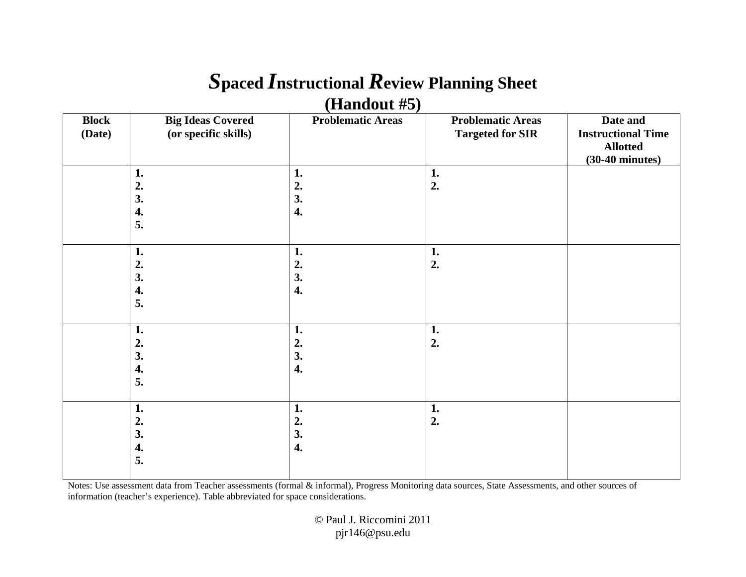# *S*paced *I*nstructional *R*eview Planning Sheet

## (Handout #5)

| Block (Date) | Big Ideas Covered (or specific skills) | Problematic Areas | Problematic Areas Targeted for SIR | Date and Instructional Time Allotted (30-40 minutes) |
|---|---|---|---|---|
| | 1.<br>2.<br>3.<br>4.<br>5. | 1.<br>2.<br>3.<br>4. | 1.<br>2. | |
| | 1.<br>2.<br>3.<br>4.<br>5. | 1.<br>2.<br>3.<br>4. | 1.<br>2. | |
| | 1.<br>2.<br>3.<br>4.<br>5. | 1.<br>2.<br>3.<br>4. | 1.<br>2. | |
| | 1.<br>2.<br>3.<br>4.<br>5. | 1.<br>2.<br>3.<br>4. | 1.<br>2. | |

Notes: Use assessment data from Teacher assessments (formal & informal), Progress Monitoring data sources, State Assessments, and other sources of information (teacher's experience). Table abbreviated for space considerations.

© Paul J. Riccomini 2011
pjr146@psu.edu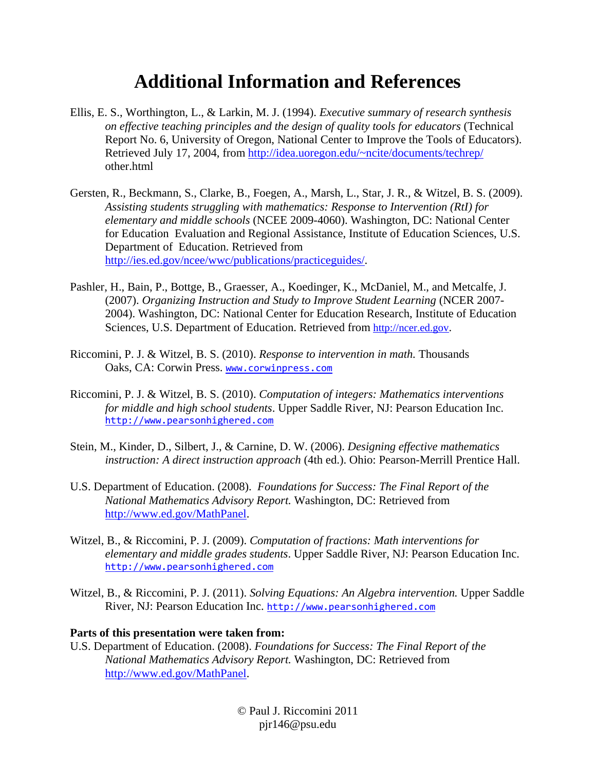# Additional Information and References

Ellis, E. S., Worthington, L., & Larkin, M. J. (1994). *Executive summary of research synthesis on effective teaching principles and the design of quality tools for educators* (Technical Report No. 6, University of Oregon, National Center to Improve the Tools of Educators). Retrieved July 17, 2004, from http://idea.uoregon.edu/~ncite/documents/techrep/other.html

Gersten, R., Beckmann, S., Clarke, B., Foegen, A., Marsh, L., Star, J. R., & Witzel, B. S. (2009). *Assisting students struggling with mathematics: Response to Intervention (RtI) for elementary and middle schools* (NCEE 2009-4060). Washington, DC: National Center for Education Evaluation and Regional Assistance, Institute of Education Sciences, U.S. Department of Education. Retrieved from http://ies.ed.gov/ncee/wwc/publications/practiceguides/.

Pashler, H., Bain, P., Bottge, B., Graesser, A., Koedinger, K., McDaniel, M., and Metcalfe, J. (2007). *Organizing Instruction and Study to Improve Student Learning* (NCER 2007-2004). Washington, DC: National Center for Education Research, Institute of Education Sciences, U.S. Department of Education. Retrieved from http://ncer.ed.gov.

Riccomini, P. J. & Witzel, B. S. (2010). *Response to intervention in math.* Thousands Oaks, CA: Corwin Press. www.corwinpress.com

Riccomini, P. J. & Witzel, B. S. (2010). *Computation of integers: Mathematics interventions for middle and high school students*. Upper Saddle River, NJ: Pearson Education Inc. http://www.pearsonhighered.com

Stein, M., Kinder, D., Silbert, J., & Carnine, D. W. (2006). *Designing effective mathematics instruction: A direct instruction approach* (4th ed.). Ohio: Pearson-Merrill Prentice Hall.

U.S. Department of Education. (2008). *Foundations for Success: The Final Report of the National Mathematics Advisory Report.* Washington, DC: Retrieved from http://www.ed.gov/MathPanel.

Witzel, B., & Riccomini, P. J. (2009). *Computation of fractions: Math interventions for elementary and middle grades students*. Upper Saddle River, NJ: Pearson Education Inc. http://www.pearsonhighered.com

Witzel, B., & Riccomini, P. J. (2011). *Solving Equations: An Algebra intervention.* Upper Saddle River, NJ: Pearson Education Inc. http://www.pearsonhighered.com

**Parts of this presentation were taken from:**

U.S. Department of Education. (2008). *Foundations for Success: The Final Report of the National Mathematics Advisory Report.* Washington, DC: Retrieved from http://www.ed.gov/MathPanel.

© Paul J. Riccomini 2011
pjr146@psu.edu